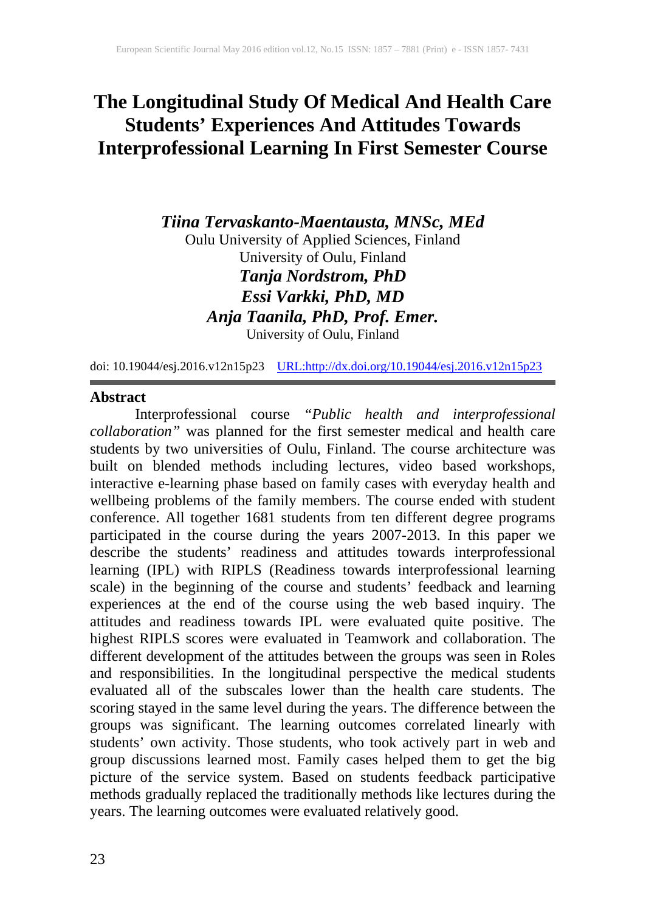# The Longitudinal Study Of Medical And Health Care Students' Experiences And Attitudes Towards Interprofessional Learning In First Semester Course

***Tiina Tervaskanto-Maentausta, MNSc, MEd***
Oulu University of Applied Sciences, Finland
University of Oulu, Finland
***Tanja Nordstrom, PhD***
***Essi Varkki, PhD, MD***
***Anja Taanila, PhD, Prof. Emer.***
University of Oulu, Finland

doi: 10.19044/esj.2016.v12n15p23 URL:http://dx.doi.org/10.19044/esj.2016.v12n15p23

## Abstract

Interprofessional course *"Public health and interprofessional collaboration"* was planned for the first semester medical and health care students by two universities of Oulu, Finland. The course architecture was built on blended methods including lectures, video based workshops, interactive e-learning phase based on family cases with everyday health and wellbeing problems of the family members. The course ended with student conference. All together 1681 students from ten different degree programs participated in the course during the years 2007-2013. In this paper we describe the students' readiness and attitudes towards interprofessional learning (IPL) with RIPLS (Readiness towards interprofessional learning scale) in the beginning of the course and students' feedback and learning experiences at the end of the course using the web based inquiry. The attitudes and readiness towards IPL were evaluated quite positive. The highest RIPLS scores were evaluated in Teamwork and collaboration. The different development of the attitudes between the groups was seen in Roles and responsibilities. In the longitudinal perspective the medical students evaluated all of the subscales lower than the health care students. The scoring stayed in the same level during the years. The difference between the groups was significant. The learning outcomes correlated linearly with students' own activity. Those students, who took actively part in web and group discussions learned most. Family cases helped them to get the big picture of the service system. Based on students feedback participative methods gradually replaced the traditionally methods like lectures during the years. The learning outcomes were evaluated relatively good.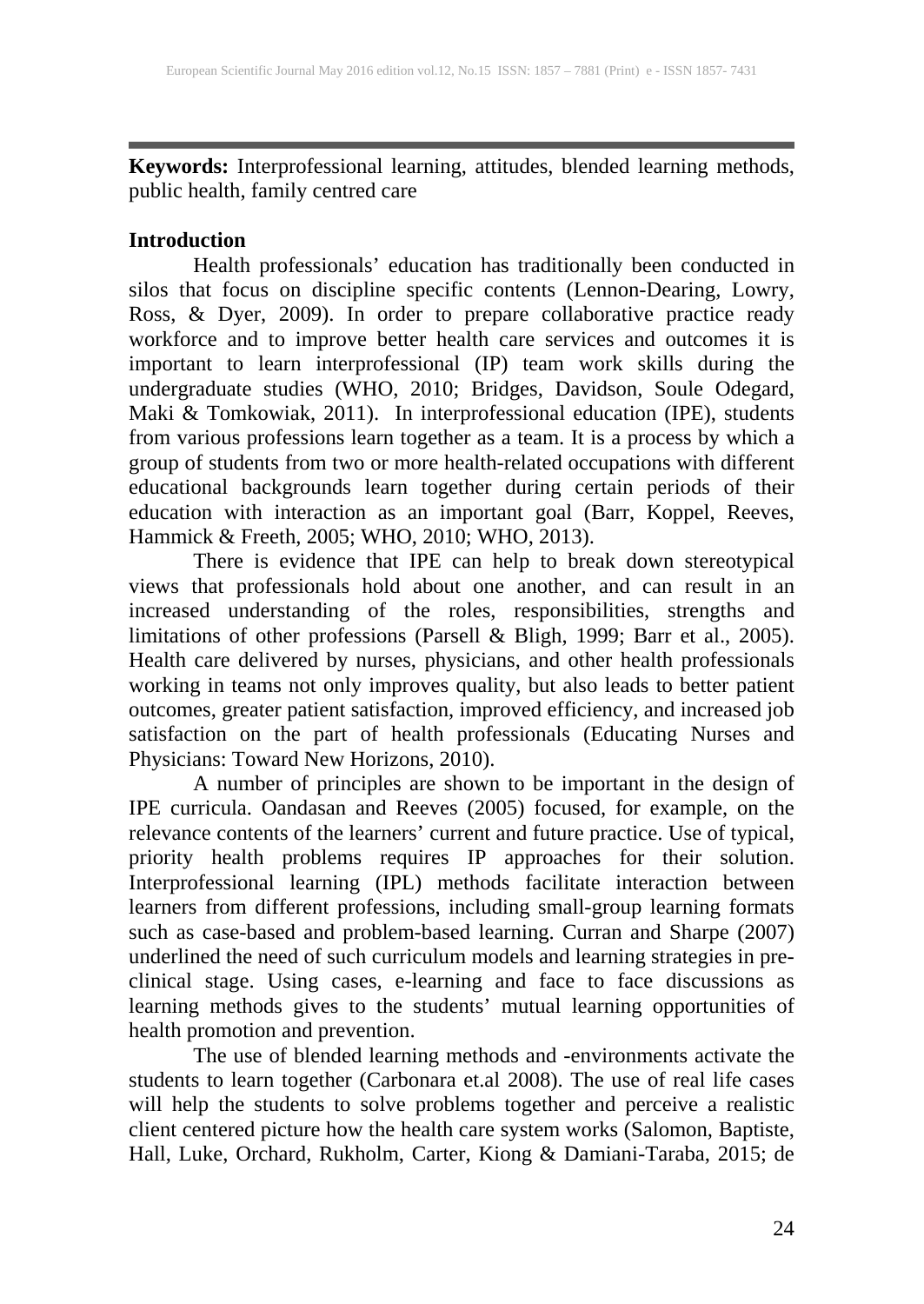**Keywords:** Interprofessional learning, attitudes, blended learning methods, public health, family centred care

## Introduction

Health professionals' education has traditionally been conducted in silos that focus on discipline specific contents (Lennon-Dearing, Lowry, Ross, & Dyer, 2009). In order to prepare collaborative practice ready workforce and to improve better health care services and outcomes it is important to learn interprofessional (IP) team work skills during the undergraduate studies (WHO, 2010; Bridges, Davidson, Soule Odegard, Maki & Tomkowiak, 2011). In interprofessional education (IPE), students from various professions learn together as a team. It is a process by which a group of students from two or more health-related occupations with different educational backgrounds learn together during certain periods of their education with interaction as an important goal (Barr, Koppel, Reeves, Hammick & Freeth, 2005; WHO, 2010; WHO, 2013).

There is evidence that IPE can help to break down stereotypical views that professionals hold about one another, and can result in an increased understanding of the roles, responsibilities, strengths and limitations of other professions (Parsell & Bligh, 1999; Barr et al., 2005). Health care delivered by nurses, physicians, and other health professionals working in teams not only improves quality, but also leads to better patient outcomes, greater patient satisfaction, improved efficiency, and increased job satisfaction on the part of health professionals (Educating Nurses and Physicians: Toward New Horizons, 2010).

A number of principles are shown to be important in the design of IPE curricula. Oandasan and Reeves (2005) focused, for example, on the relevance contents of the learners' current and future practice. Use of typical, priority health problems requires IP approaches for their solution. Interprofessional learning (IPL) methods facilitate interaction between learners from different professions, including small-group learning formats such as case-based and problem-based learning. Curran and Sharpe (2007) underlined the need of such curriculum models and learning strategies in pre-clinical stage. Using cases, e-learning and face to face discussions as learning methods gives to the students' mutual learning opportunities of health promotion and prevention.

The use of blended learning methods and -environments activate the students to learn together (Carbonara et.al 2008). The use of real life cases will help the students to solve problems together and perceive a realistic client centered picture how the health care system works (Salomon, Baptiste, Hall, Luke, Orchard, Rukholm, Carter, Kiong & Damiani-Taraba, 2015; de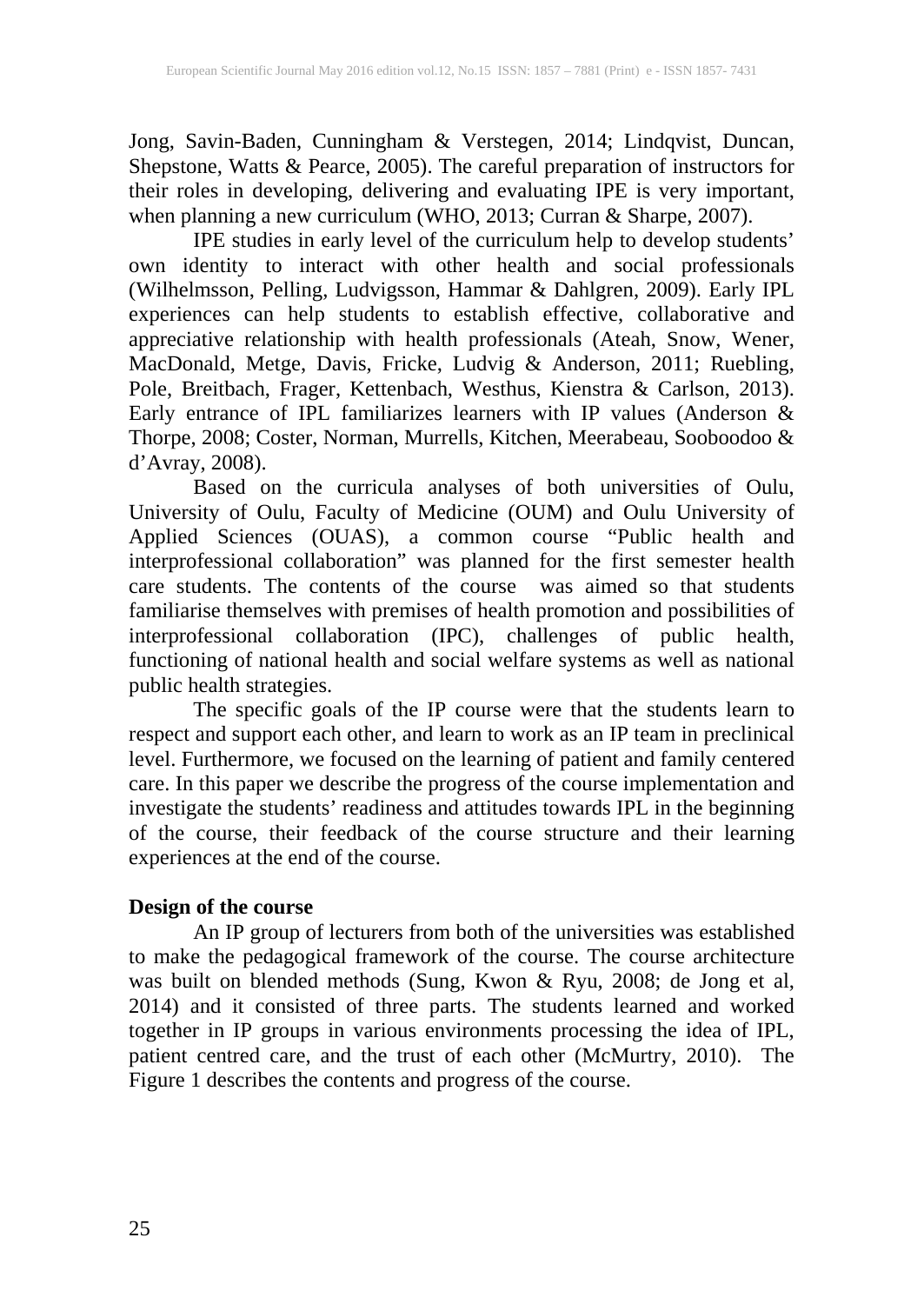Jong, Savin-Baden, Cunningham & Verstegen, 2014; Lindqvist, Duncan, Shepstone, Watts & Pearce, 2005). The careful preparation of instructors for their roles in developing, delivering and evaluating IPE is very important, when planning a new curriculum (WHO, 2013; Curran & Sharpe, 2007).

IPE studies in early level of the curriculum help to develop students' own identity to interact with other health and social professionals (Wilhelmsson, Pelling, Ludvigsson, Hammar & Dahlgren, 2009). Early IPL experiences can help students to establish effective, collaborative and appreciative relationship with health professionals (Ateah, Snow, Wener, MacDonald, Metge, Davis, Fricke, Ludvig & Anderson, 2011; Ruebling, Pole, Breitbach, Frager, Kettenbach, Westhus, Kienstra & Carlson, 2013). Early entrance of IPL familiarizes learners with IP values (Anderson & Thorpe, 2008; Coster, Norman, Murrells, Kitchen, Meerabeau, Sooboodoo & d'Avray, 2008).

Based on the curricula analyses of both universities of Oulu, University of Oulu, Faculty of Medicine (OUM) and Oulu University of Applied Sciences (OUAS), a common course "Public health and interprofessional collaboration" was planned for the first semester health care students. The contents of the course was aimed so that students familiarise themselves with premises of health promotion and possibilities of interprofessional collaboration (IPC), challenges of public health, functioning of national health and social welfare systems as well as national public health strategies.

The specific goals of the IP course were that the students learn to respect and support each other, and learn to work as an IP team in preclinical level. Furthermore, we focused on the learning of patient and family centered care. In this paper we describe the progress of the course implementation and investigate the students' readiness and attitudes towards IPL in the beginning of the course, their feedback of the course structure and their learning experiences at the end of the course.

## Design of the course

An IP group of lecturers from both of the universities was established to make the pedagogical framework of the course. The course architecture was built on blended methods (Sung, Kwon & Ryu, 2008; de Jong et al, 2014) and it consisted of three parts. The students learned and worked together in IP groups in various environments processing the idea of IPL, patient centred care, and the trust of each other (McMurtry, 2010). The Figure 1 describes the contents and progress of the course.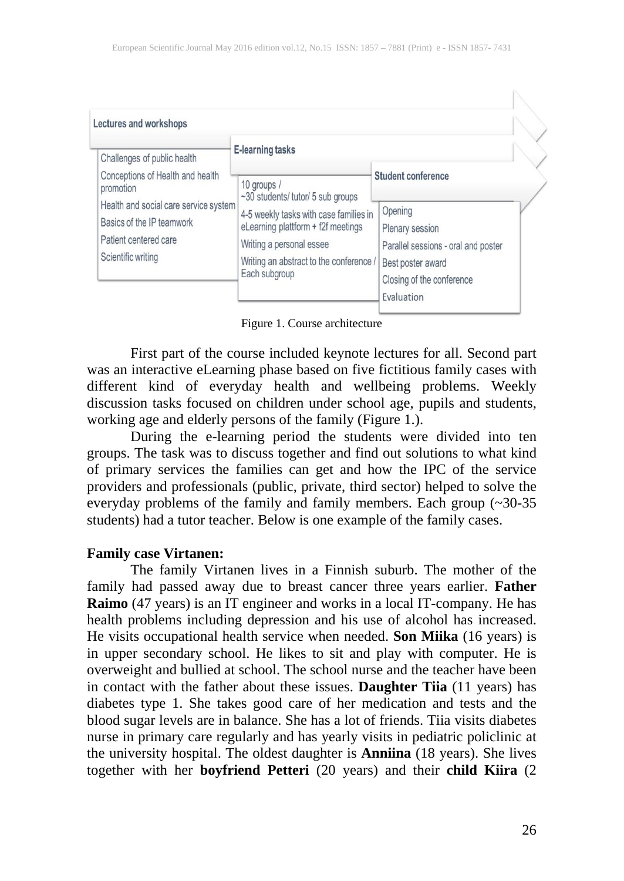| Lectures and workshops | E-learning tasks | Student conference |
|---|---|---|
| Challenges of public health | 10 groups / ~30 students/ tutor/ 5 sub groups | Opening |
| Conceptions of Health and health promotion | 4-5 weekly tasks with case families in eLearning plattform + f2f meetings | Plenary session |
| Health and social care service system | Writing a personal essee | Parallel sessions - oral and poster |
| Basics of the IP teamwork | Writing an abstract to the conference / Each subgroup | Best poster award |
| Patient centered care | | Closing of the conference |
| Scientific writing | | Evaluation |

Figure 1. Course architecture

First part of the course included keynote lectures for all. Second part was an interactive eLearning phase based on five fictitious family cases with different kind of everyday health and wellbeing problems. Weekly discussion tasks focused on children under school age, pupils and students, working age and elderly persons of the family (Figure 1.).

During the e-learning period the students were divided into ten groups. The task was to discuss together and find out solutions to what kind of primary services the families can get and how the IPC of the service providers and professionals (public, private, third sector) helped to solve the everyday problems of the family and family members. Each group (~30-35 students) had a tutor teacher. Below is one example of the family cases.

**Family case Virtanen:**

The family Virtanen lives in a Finnish suburb. The mother of the family had passed away due to breast cancer three years earlier. **Father Raimo** (47 years) is an IT engineer and works in a local IT-company. He has health problems including depression and his use of alcohol has increased. He visits occupational health service when needed. **Son Miika** (16 years) is in upper secondary school. He likes to sit and play with computer. He is overweight and bullied at school. The school nurse and the teacher have been in contact with the father about these issues. **Daughter Tiia** (11 years) has diabetes type 1. She takes good care of her medication and tests and the blood sugar levels are in balance. She has a lot of friends. Tiia visits diabetes nurse in primary care regularly and has yearly visits in pediatric policlinic at the university hospital. The oldest daughter is **Anniina** (18 years). She lives together with her **boyfriend Petteri** (20 years) and their **child Kiira** (2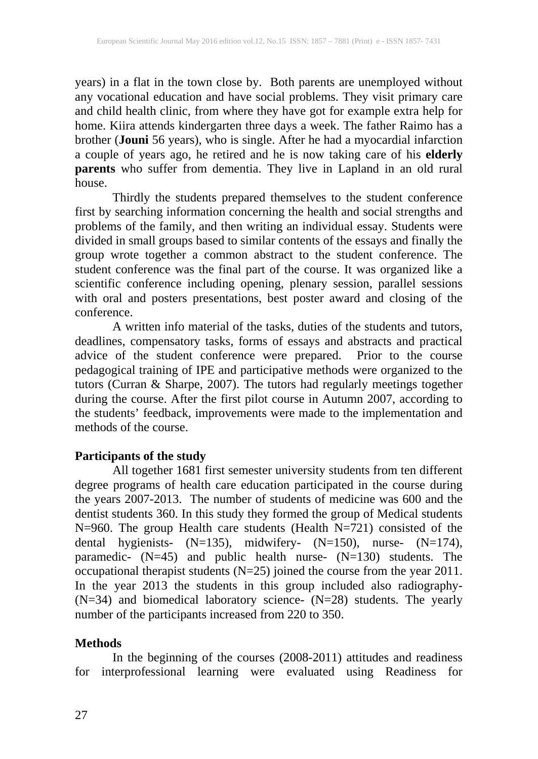years) in a flat in the town close by. Both parents are unemployed without any vocational education and have social problems. They visit primary care and child health clinic, from where they have got for example extra help for home. Kiira attends kindergarten three days a week. The father Raimo has a brother (**Jouni** 56 years), who is single. After he had a myocardial infarction a couple of years ago, he retired and he is now taking care of his **elderly parents** who suffer from dementia. They live in Lapland in an old rural house.

Thirdly the students prepared themselves to the student conference first by searching information concerning the health and social strengths and problems of the family, and then writing an individual essay. Students were divided in small groups based to similar contents of the essays and finally the group wrote together a common abstract to the student conference. The student conference was the final part of the course. It was organized like a scientific conference including opening, plenary session, parallel sessions with oral and posters presentations, best poster award and closing of the conference.

A written info material of the tasks, duties of the students and tutors, deadlines, compensatory tasks, forms of essays and abstracts and practical advice of the student conference were prepared. Prior to the course pedagogical training of IPE and participative methods were organized to the tutors (Curran & Sharpe, 2007). The tutors had regularly meetings together during the course. After the first pilot course in Autumn 2007, according to the students' feedback, improvements were made to the implementation and methods of the course.

**Participants of the study**

All together 1681 first semester university students from ten different degree programs of health care education participated in the course during the years 2007-2013. The number of students of medicine was 600 and the dentist students 360. In this study they formed the group of Medical students N=960. The group Health care students (Health N=721) consisted of the dental hygienists- (N=135), midwifery- (N=150), nurse- (N=174), paramedic- (N=45) and public health nurse- (N=130) students. The occupational therapist students (N=25) joined the course from the year 2011. In the year 2013 the students in this group included also radiography- (N=34) and biomedical laboratory science- (N=28) students. The yearly number of the participants increased from 220 to 350.

**Methods**

In the beginning of the courses (2008-2011) attitudes and readiness for interprofessional learning were evaluated using Readiness for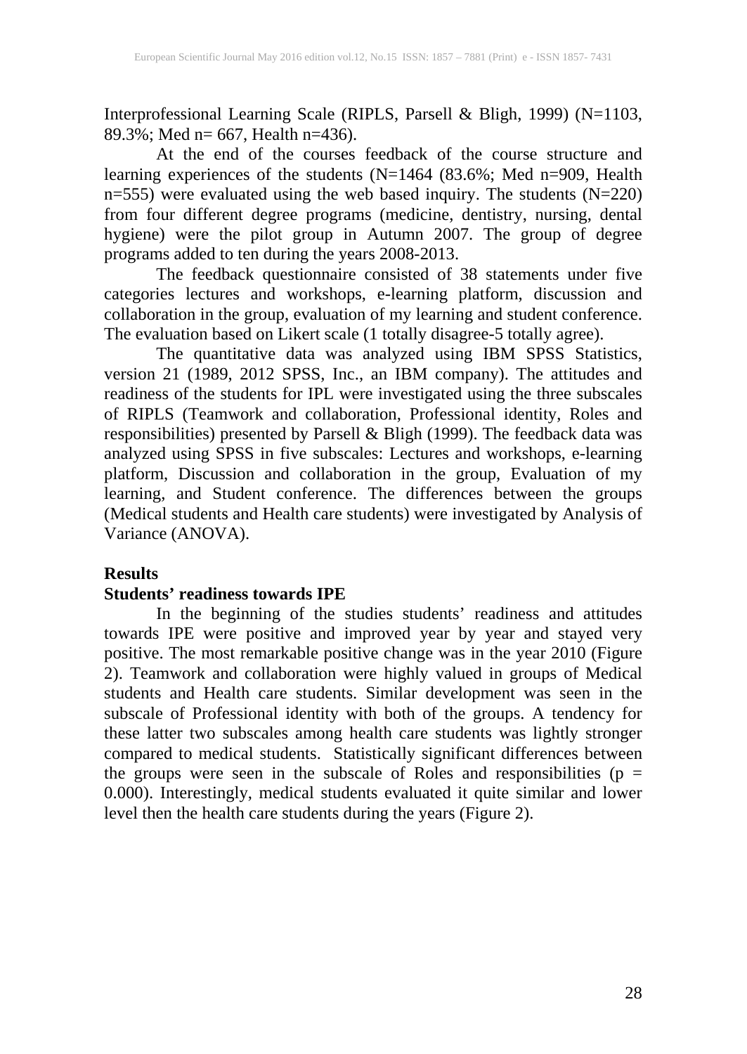Interprofessional Learning Scale (RIPLS, Parsell & Bligh, 1999) (N=1103, 89.3%; Med n= 667, Health n=436).

At the end of the courses feedback of the course structure and learning experiences of the students (N=1464 (83.6%; Med n=909, Health n=555) were evaluated using the web based inquiry. The students (N=220) from four different degree programs (medicine, dentistry, nursing, dental hygiene) were the pilot group in Autumn 2007. The group of degree programs added to ten during the years 2008-2013.

The feedback questionnaire consisted of 38 statements under five categories lectures and workshops, e-learning platform, discussion and collaboration in the group, evaluation of my learning and student conference. The evaluation based on Likert scale (1 totally disagree-5 totally agree).

The quantitative data was analyzed using IBM SPSS Statistics, version 21 (1989, 2012 SPSS, Inc., an IBM company). The attitudes and readiness of the students for IPL were investigated using the three subscales of RIPLS (Teamwork and collaboration, Professional identity, Roles and responsibilities) presented by Parsell & Bligh (1999). The feedback data was analyzed using SPSS in five subscales: Lectures and workshops, e-learning platform, Discussion and collaboration in the group, Evaluation of my learning, and Student conference. The differences between the groups (Medical students and Health care students) were investigated by Analysis of Variance (ANOVA).

## Results

### Students' readiness towards IPE

In the beginning of the studies students' readiness and attitudes towards IPE were positive and improved year by year and stayed very positive. The most remarkable positive change was in the year 2010 (Figure 2). Teamwork and collaboration were highly valued in groups of Medical students and Health care students. Similar development was seen in the subscale of Professional identity with both of the groups. A tendency for these latter two subscales among health care students was lightly stronger compared to medical students. Statistically significant differences between the groups were seen in the subscale of Roles and responsibilities ($p = 0.000$). Interestingly, medical students evaluated it quite similar and lower level then the health care students during the years (Figure 2).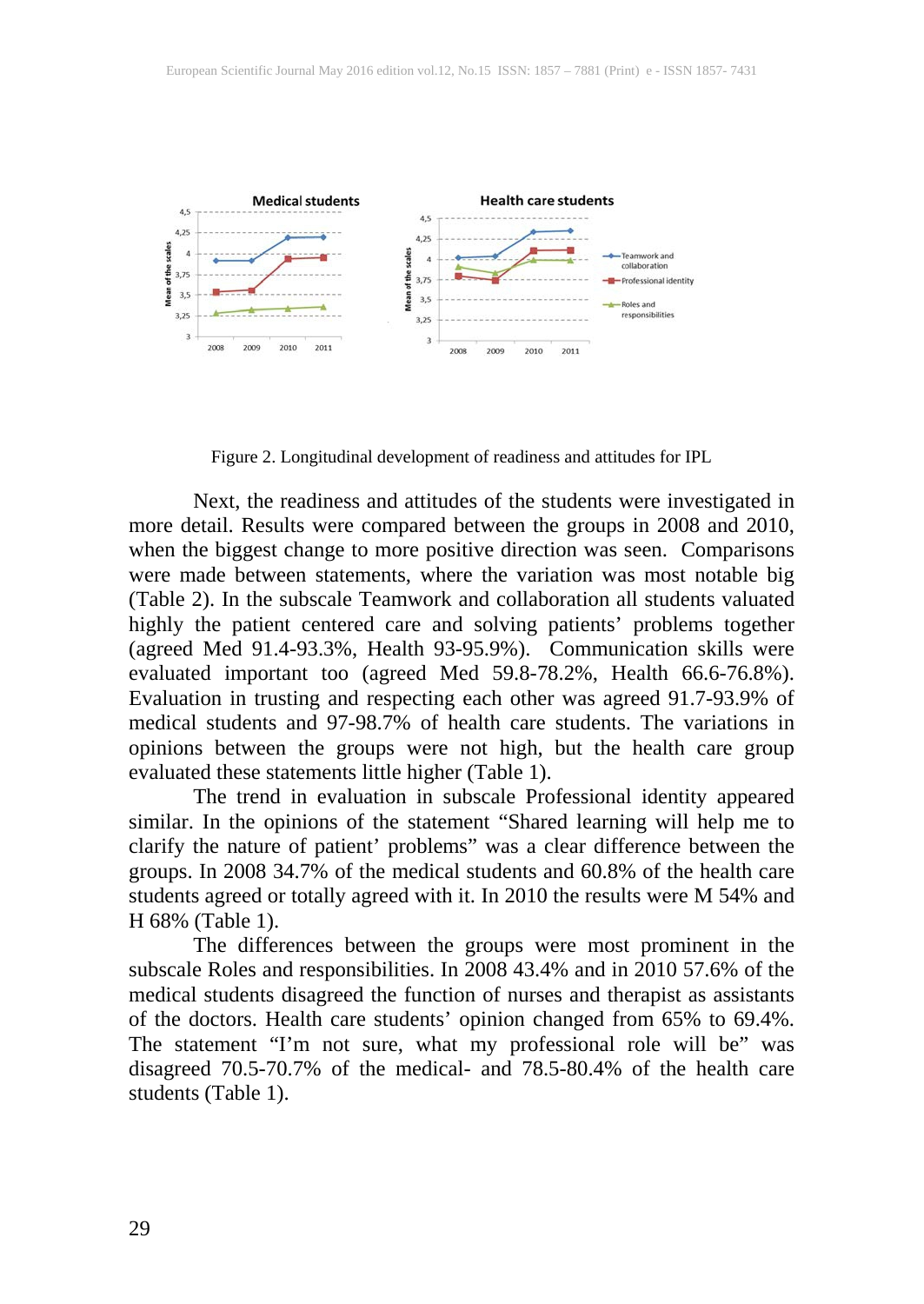Figure 2. Longitudinal development of readiness and attitudes for IPL

Next, the readiness and attitudes of the students were investigated in more detail. Results were compared between the groups in 2008 and 2010, when the biggest change to more positive direction was seen. Comparisons were made between statements, where the variation was most notable big (Table 2). In the subscale Teamwork and collaboration all students valuated highly the patient centered care and solving patients' problems together (agreed Med 91.4-93.3%, Health 93-95.9%). Communication skills were evaluated important too (agreed Med 59.8-78.2%, Health 66.6-76.8%). Evaluation in trusting and respecting each other was agreed 91.7-93.9% of medical students and 97-98.7% of health care students. The variations in opinions between the groups were not high, but the health care group evaluated these statements little higher (Table 1).

The trend in evaluation in subscale Professional identity appeared similar. In the opinions of the statement "Shared learning will help me to clarify the nature of patient' problems" was a clear difference between the groups. In 2008 34.7% of the medical students and 60.8% of the health care students agreed or totally agreed with it. In 2010 the results were M 54% and H 68% (Table 1).

The differences between the groups were most prominent in the subscale Roles and responsibilities. In 2008 43.4% and in 2010 57.6% of the medical students disagreed the function of nurses and therapist as assistants of the doctors. Health care students' opinion changed from 65% to 69.4%. The statement "I'm not sure, what my professional role will be" was disagreed 70.5-70.7% of the medical- and 78.5-80.4% of the health care students (Table 1).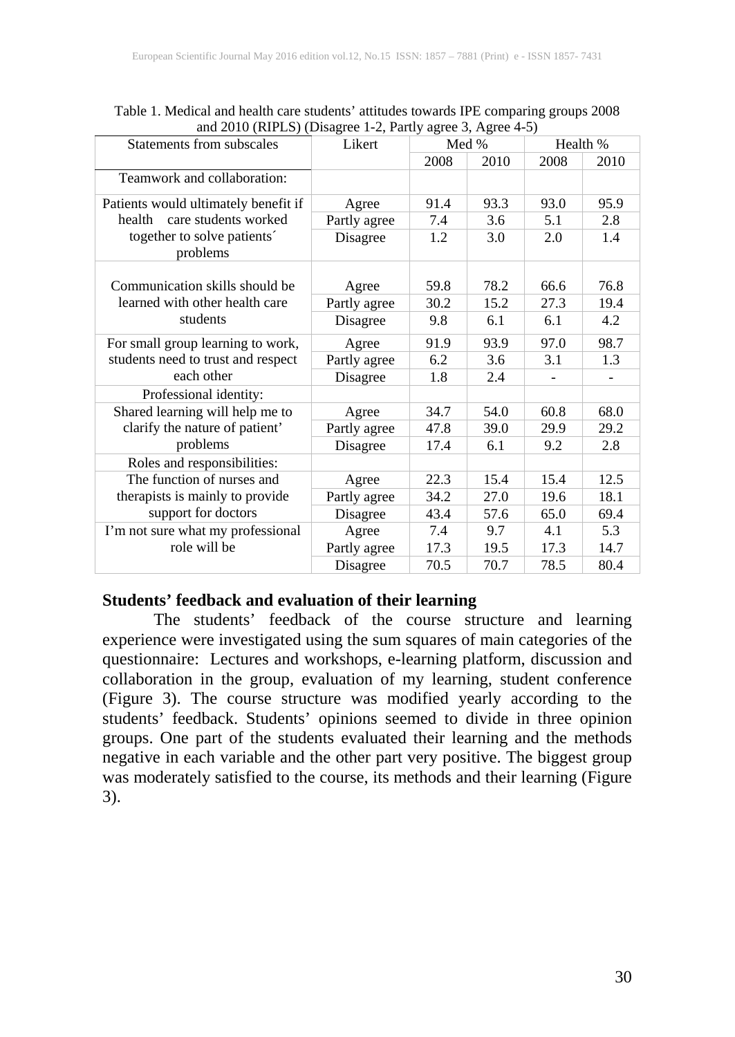Table 1. Medical and health care students' attitudes towards IPE comparing groups 2008 and 2010 (RIPLS) (Disagree 1-2, Partly agree 3, Agree 4-5)

| Statements from subscales | Likert | Med % | | Health % | |
|---|---|---|---|---|---|
| | | 2008 | 2010 | 2008 | 2010 |
| Teamwork and collaboration: | | | | | |
| Patients would ultimately benefit if health care students worked together to solve patients´ problems | Agree | 91.4 | 93.3 | 93.0 | 95.9 |
| | Partly agree | 7.4 | 3.6 | 5.1 | 2.8 |
| | Disagree | 1.2 | 3.0 | 2.0 | 1.4 |
| Communication skills should be learned with other health care students | Agree | 59.8 | 78.2 | 66.6 | 76.8 |
| | Partly agree | 30.2 | 15.2 | 27.3 | 19.4 |
| | Disagree | 9.8 | 6.1 | 6.1 | 4.2 |
| For small group learning to work, students need to trust and respect each other | Agree | 91.9 | 93.9 | 97.0 | 98.7 |
| | Partly agree | 6.2 | 3.6 | 3.1 | 1.3 |
| | Disagree | 1.8 | 2.4 | - | - |
| Professional identity: | | | | | |
| Shared learning will help me to clarify the nature of patient' problems | Agree | 34.7 | 54.0 | 60.8 | 68.0 |
| | Partly agree | 47.8 | 39.0 | 29.9 | 29.2 |
| | Disagree | 17.4 | 6.1 | 9.2 | 2.8 |
| Roles and responsibilities: | | | | | |
| The function of nurses and therapists is mainly to provide support for doctors | Agree | 22.3 | 15.4 | 15.4 | 12.5 |
| | Partly agree | 34.2 | 27.0 | 19.6 | 18.1 |
| | Disagree | 43.4 | 57.6 | 65.0 | 69.4 |
| I'm not sure what my professional role will be | Agree | 7.4 | 9.7 | 4.1 | 5.3 |
| | Partly agree | 17.3 | 19.5 | 17.3 | 14.7 |
| | Disagree | 70.5 | 70.7 | 78.5 | 80.4 |

**Students' feedback and evaluation of their learning**

The students' feedback of the course structure and learning experience were investigated using the sum squares of main categories of the questionnaire: Lectures and workshops, e-learning platform, discussion and collaboration in the group, evaluation of my learning, student conference (Figure 3). The course structure was modified yearly according to the students' feedback. Students' opinions seemed to divide in three opinion groups. One part of the students evaluated their learning and the methods negative in each variable and the other part very positive. The biggest group was moderately satisfied to the course, its methods and their learning (Figure 3).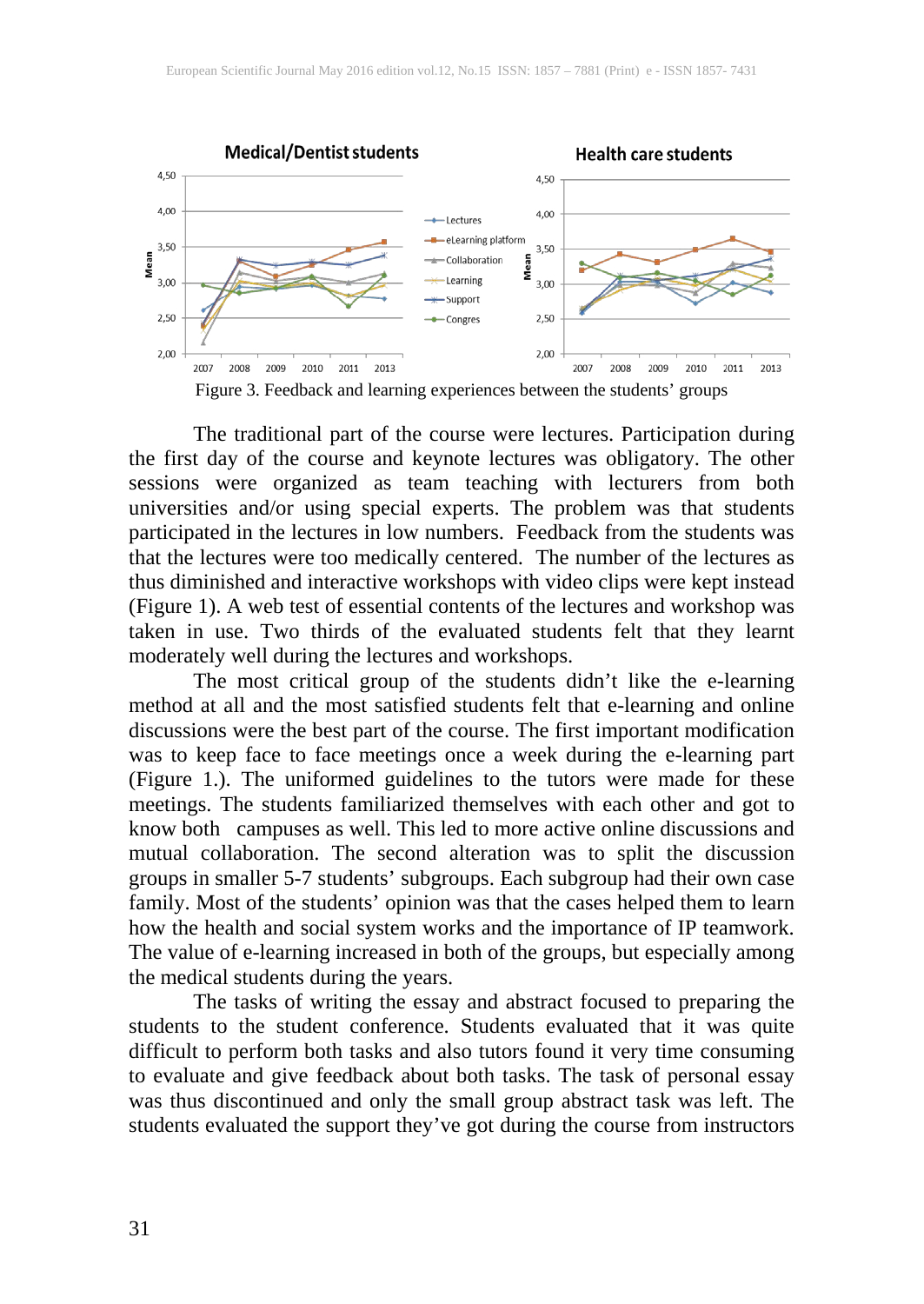Figure 3. Feedback and learning experiences between the students' groups

The traditional part of the course were lectures. Participation during the first day of the course and keynote lectures was obligatory. The other sessions were organized as team teaching with lecturers from both universities and/or using special experts. The problem was that students participated in the lectures in low numbers. Feedback from the students was that the lectures were too medically centered. The number of the lectures as thus diminished and interactive workshops with video clips were kept instead (Figure 1). A web test of essential contents of the lectures and workshop was taken in use. Two thirds of the evaluated students felt that they learnt moderately well during the lectures and workshops.

The most critical group of the students didn't like the e-learning method at all and the most satisfied students felt that e-learning and online discussions were the best part of the course. The first important modification was to keep face to face meetings once a week during the e-learning part (Figure 1.). The uniformed guidelines to the tutors were made for these meetings. The students familiarized themselves with each other and got to know both campuses as well. This led to more active online discussions and mutual collaboration. The second alteration was to split the discussion groups in smaller 5-7 students' subgroups. Each subgroup had their own case family. Most of the students' opinion was that the cases helped them to learn how the health and social system works and the importance of IP teamwork. The value of e-learning increased in both of the groups, but especially among the medical students during the years.

The tasks of writing the essay and abstract focused to preparing the students to the student conference. Students evaluated that it was quite difficult to perform both tasks and also tutors found it very time consuming to evaluate and give feedback about both tasks. The task of personal essay was thus discontinued and only the small group abstract task was left. The students evaluated the support they've got during the course from instructors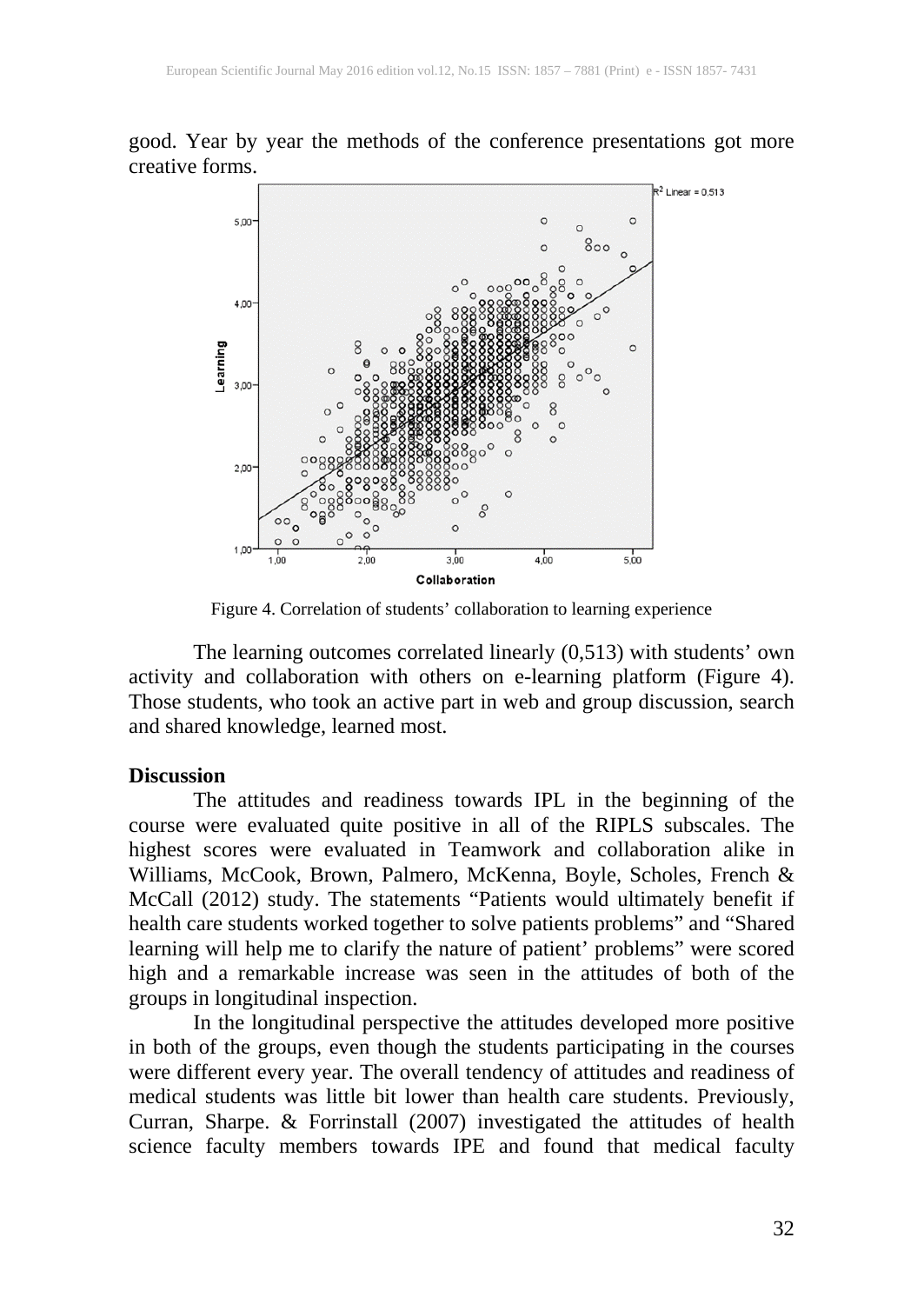good. Year by year the methods of the conference presentations got more creative forms.

Figure 4. Correlation of students' collaboration to learning experience

The learning outcomes correlated linearly (0,513) with students' own activity and collaboration with others on e-learning platform (Figure 4). Those students, who took an active part in web and group discussion, search and shared knowledge, learned most.

## Discussion

The attitudes and readiness towards IPL in the beginning of the course were evaluated quite positive in all of the RIPLS subscales. The highest scores were evaluated in Teamwork and collaboration alike in Williams, McCook, Brown, Palmero, McKenna, Boyle, Scholes, French & McCall (2012) study. The statements "Patients would ultimately benefit if health care students worked together to solve patients problems" and "Shared learning will help me to clarify the nature of patient' problems" were scored high and a remarkable increase was seen in the attitudes of both of the groups in longitudinal inspection.

In the longitudinal perspective the attitudes developed more positive in both of the groups, even though the students participating in the courses were different every year. The overall tendency of attitudes and readiness of medical students was little bit lower than health care students. Previously, Curran, Sharpe. & Forrinstall (2007) investigated the attitudes of health science faculty members towards IPE and found that medical faculty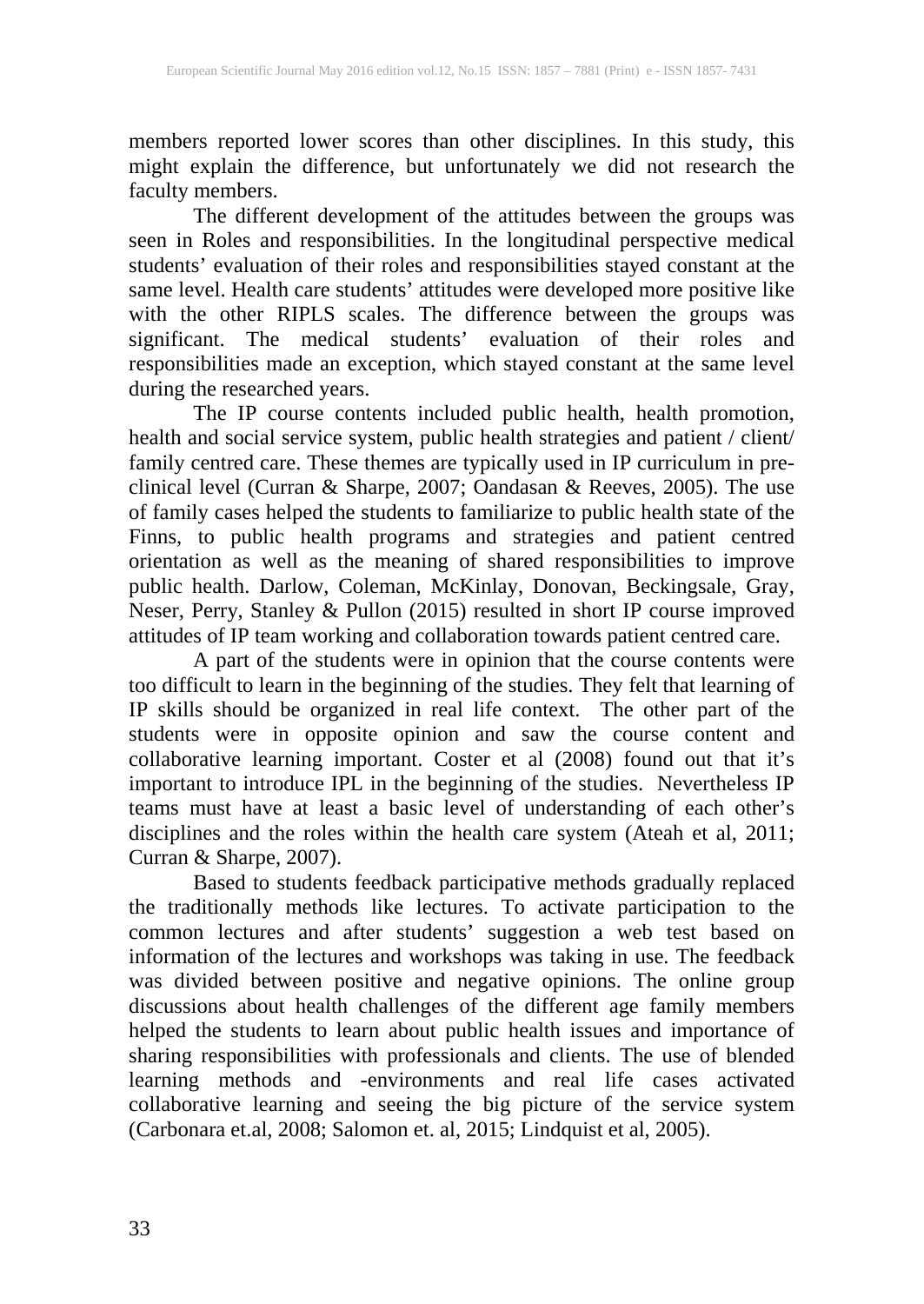members reported lower scores than other disciplines. In this study, this might explain the difference, but unfortunately we did not research the faculty members.

The different development of the attitudes between the groups was seen in Roles and responsibilities. In the longitudinal perspective medical students' evaluation of their roles and responsibilities stayed constant at the same level. Health care students' attitudes were developed more positive like with the other RIPLS scales. The difference between the groups was significant. The medical students' evaluation of their roles and responsibilities made an exception, which stayed constant at the same level during the researched years.

The IP course contents included public health, health promotion, health and social service system, public health strategies and patient / client/ family centred care. These themes are typically used in IP curriculum in pre-clinical level (Curran & Sharpe, 2007; Oandasan & Reeves, 2005). The use of family cases helped the students to familiarize to public health state of the Finns, to public health programs and strategies and patient centred orientation as well as the meaning of shared responsibilities to improve public health. Darlow, Coleman, McKinlay, Donovan, Beckingsale, Gray, Neser, Perry, Stanley & Pullon (2015) resulted in short IP course improved attitudes of IP team working and collaboration towards patient centred care.

A part of the students were in opinion that the course contents were too difficult to learn in the beginning of the studies. They felt that learning of IP skills should be organized in real life context. The other part of the students were in opposite opinion and saw the course content and collaborative learning important. Coster et al (2008) found out that it's important to introduce IPL in the beginning of the studies. Nevertheless IP teams must have at least a basic level of understanding of each other's disciplines and the roles within the health care system (Ateah et al, 2011; Curran & Sharpe, 2007).

Based to students feedback participative methods gradually replaced the traditionally methods like lectures. To activate participation to the common lectures and after students' suggestion a web test based on information of the lectures and workshops was taking in use. The feedback was divided between positive and negative opinions. The online group discussions about health challenges of the different age family members helped the students to learn about public health issues and importance of sharing responsibilities with professionals and clients. The use of blended learning methods and -environments and real life cases activated collaborative learning and seeing the big picture of the service system (Carbonara et.al, 2008; Salomon et. al, 2015; Lindquist et al, 2005).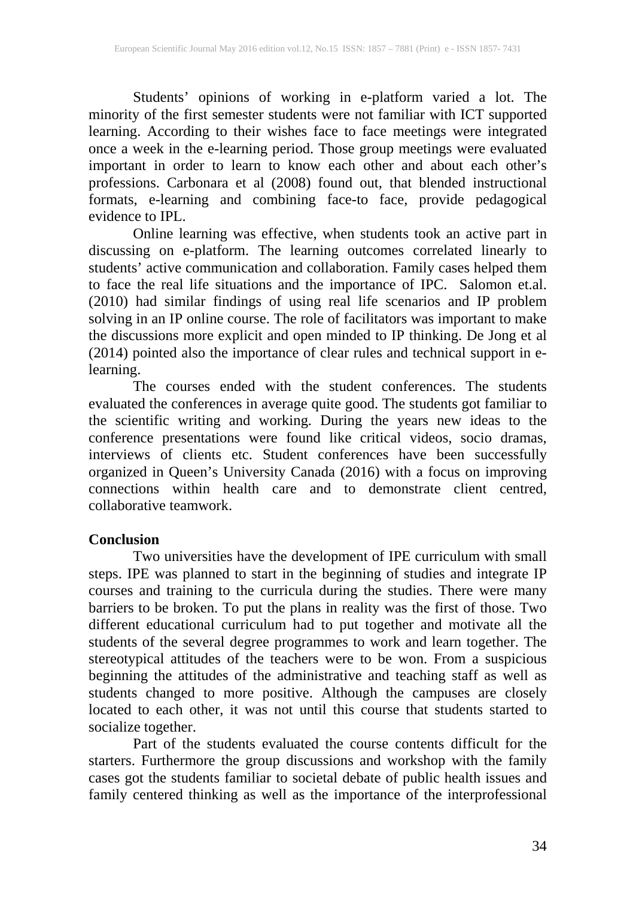Students' opinions of working in e-platform varied a lot. The minority of the first semester students were not familiar with ICT supported learning. According to their wishes face to face meetings were integrated once a week in the e-learning period. Those group meetings were evaluated important in order to learn to know each other and about each other's professions. Carbonara et al (2008) found out, that blended instructional formats, e-learning and combining face-to face, provide pedagogical evidence to IPL.

Online learning was effective, when students took an active part in discussing on e-platform. The learning outcomes correlated linearly to students' active communication and collaboration. Family cases helped them to face the real life situations and the importance of IPC. Salomon et.al. (2010) had similar findings of using real life scenarios and IP problem solving in an IP online course. The role of facilitators was important to make the discussions more explicit and open minded to IP thinking. De Jong et al (2014) pointed also the importance of clear rules and technical support in e-learning.

The courses ended with the student conferences. The students evaluated the conferences in average quite good. The students got familiar to the scientific writing and working. During the years new ideas to the conference presentations were found like critical videos, socio dramas, interviews of clients etc. Student conferences have been successfully organized in Queen's University Canada (2016) with a focus on improving connections within health care and to demonstrate client centred, collaborative teamwork.

**Conclusion**

Two universities have the development of IPE curriculum with small steps. IPE was planned to start in the beginning of studies and integrate IP courses and training to the curricula during the studies. There were many barriers to be broken. To put the plans in reality was the first of those. Two different educational curriculum had to put together and motivate all the students of the several degree programmes to work and learn together. The stereotypical attitudes of the teachers were to be won. From a suspicious beginning the attitudes of the administrative and teaching staff as well as students changed to more positive. Although the campuses are closely located to each other, it was not until this course that students started to socialize together.

Part of the students evaluated the course contents difficult for the starters. Furthermore the group discussions and workshop with the family cases got the students familiar to societal debate of public health issues and family centered thinking as well as the importance of the interprofessional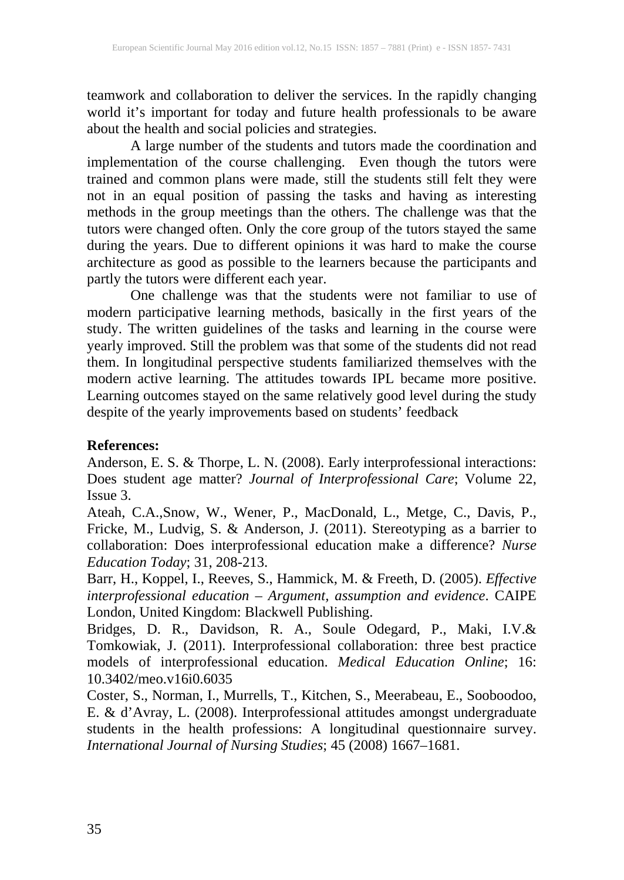teamwork and collaboration to deliver the services. In the rapidly changing world it's important for today and future health professionals to be aware about the health and social policies and strategies.

A large number of the students and tutors made the coordination and implementation of the course challenging. Even though the tutors were trained and common plans were made, still the students still felt they were not in an equal position of passing the tasks and having as interesting methods in the group meetings than the others. The challenge was that the tutors were changed often. Only the core group of the tutors stayed the same during the years. Due to different opinions it was hard to make the course architecture as good as possible to the learners because the participants and partly the tutors were different each year.

One challenge was that the students were not familiar to use of modern participative learning methods, basically in the first years of the study. The written guidelines of the tasks and learning in the course were yearly improved. Still the problem was that some of the students did not read them. In longitudinal perspective students familiarized themselves with the modern active learning. The attitudes towards IPL became more positive. Learning outcomes stayed on the same relatively good level during the study despite of the yearly improvements based on students' feedback

**References:**

Anderson, E. S. & Thorpe, L. N. (2008). Early interprofessional interactions: Does student age matter? *Journal of Interprofessional Care*; Volume 22, Issue 3.

Ateah, C.A.,Snow, W., Wener, P., MacDonald, L., Metge, C., Davis, P., Fricke, M., Ludvig, S. & Anderson, J. (2011). Stereotyping as a barrier to collaboration: Does interprofessional education make a difference? *Nurse Education Today*; 31, 208-213.

Barr, H., Koppel, I., Reeves, S., Hammick, M. & Freeth, D. (2005). *Effective interprofessional education – Argument, assumption and evidence*. CAIPE London, United Kingdom: Blackwell Publishing.

Bridges, D. R., Davidson, R. A., Soule Odegard, P., Maki, I.V.& Tomkowiak, J. (2011). Interprofessional collaboration: three best practice models of interprofessional education. *Medical Education Online*; 16: 10.3402/meo.v16i0.6035

Coster, S., Norman, I., Murrells, T., Kitchen, S., Meerabeau, E., Sooboodoo, E. & d'Avray, L. (2008). Interprofessional attitudes amongst undergraduate students in the health professions: A longitudinal questionnaire survey. *International Journal of Nursing Studies*; 45 (2008) 1667–1681.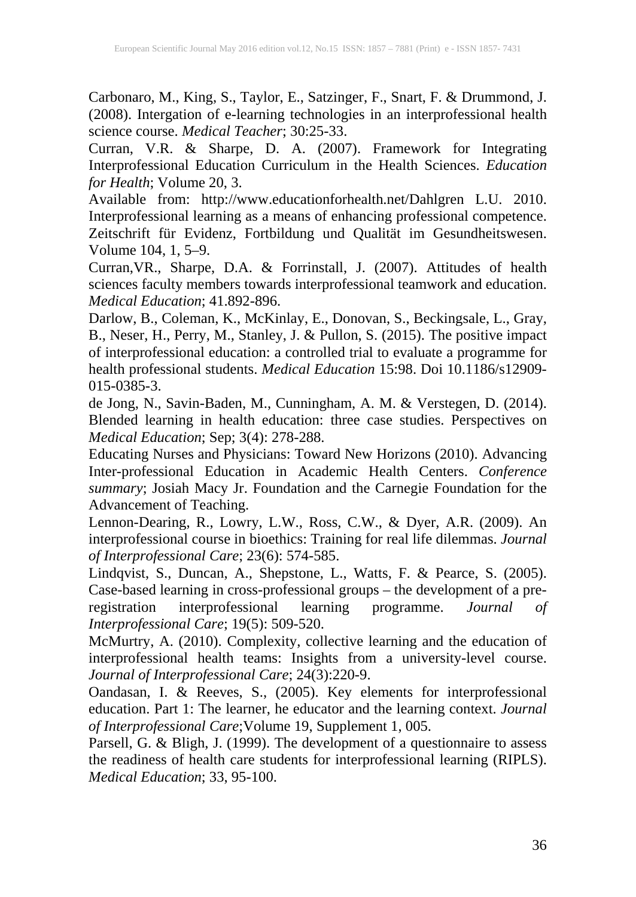Carbonaro, M., King, S., Taylor, E., Satzinger, F., Snart, F. & Drummond, J. (2008). Intergation of e-learning technologies in an interprofessional health science course. *Medical Teacher*; 30:25-33.

Curran, V.R. & Sharpe, D. A. (2007). Framework for Integrating Interprofessional Education Curriculum in the Health Sciences. *Education for Health*; Volume 20, 3.

Available from: http://www.educationforhealth.net/Dahlgren L.U. 2010. Interprofessional learning as a means of enhancing professional competence. Zeitschrift für Evidenz, Fortbildung und Qualität im Gesundheitswesen. Volume 104, 1, 5–9.

Curran,VR., Sharpe, D.A. & Forrinstall, J. (2007). Attitudes of health sciences faculty members towards interprofessional teamwork and education. *Medical Education*; 41.892-896.

Darlow, B., Coleman, K., McKinlay, E., Donovan, S., Beckingsale, L., Gray, B., Neser, H., Perry, M., Stanley, J. & Pullon, S. (2015). The positive impact of interprofessional education: a controlled trial to evaluate a programme for health professional students. *Medical Education* 15:98. Doi 10.1186/s12909-015-0385-3.

de Jong, N., Savin-Baden, M., Cunningham, A. M. & Verstegen, D. (2014). Blended learning in health education: three case studies. Perspectives on *Medical Education*; Sep; 3(4): 278-288.

Educating Nurses and Physicians: Toward New Horizons (2010). Advancing Inter-professional Education in Academic Health Centers. *Conference summary*; Josiah Macy Jr. Foundation and the Carnegie Foundation for the Advancement of Teaching.

Lennon-Dearing, R., Lowry, L.W., Ross, C.W., & Dyer, A.R. (2009). An interprofessional course in bioethics: Training for real life dilemmas. *Journal of Interprofessional Care*; 23(6): 574-585.

Lindqvist, S., Duncan, A., Shepstone, L., Watts, F. & Pearce, S. (2005). Case-based learning in cross-professional groups – the development of a pre-registration interprofessional learning programme. *Journal of Interprofessional Care*; 19(5): 509-520.

McMurtry, A. (2010). Complexity, collective learning and the education of interprofessional health teams: Insights from a university-level course. *Journal of Interprofessional Care*; 24(3):220-9.

Oandasan, I. & Reeves, S., (2005). Key elements for interprofessional education. Part 1: The learner, he educator and the learning context. *Journal of Interprofessional Care*;Volume 19, Supplement 1, 005.

Parsell, G. & Bligh, J. (1999). The development of a questionnaire to assess the readiness of health care students for interprofessional learning (RIPLS). *Medical Education*; 33, 95-100.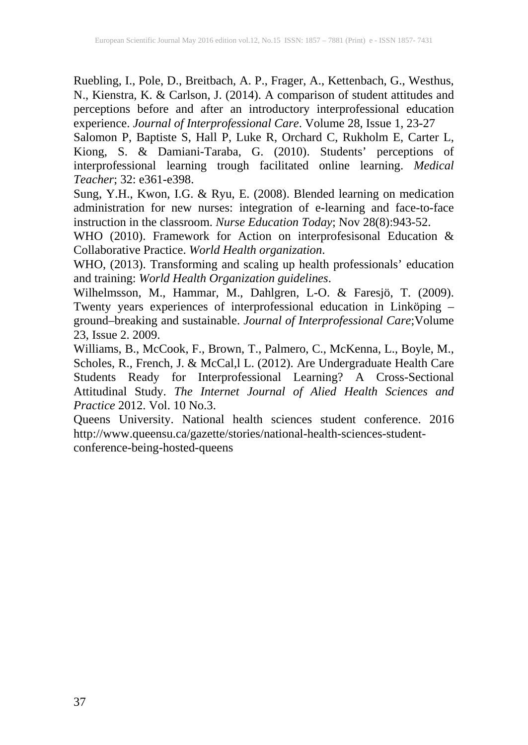Ruebling, I., Pole, D., Breitbach, A. P., Frager, A., Kettenbach, G., Westhus, N., Kienstra, K. & Carlson, J. (2014). A comparison of student attitudes and perceptions before and after an introductory interprofessional education experience. *Journal of Interprofessional Care*. Volume 28, Issue 1, 23-27

Salomon P, Baptiste S, Hall P, Luke R, Orchard C, Rukholm E, Carter L, Kiong, S. & Damiani-Taraba, G. (2010). Students' perceptions of interprofessional learning trough facilitated online learning. *Medical Teacher*; 32: e361-e398.

Sung, Y.H., Kwon, I.G. & Ryu, E. (2008). Blended learning on medication administration for new nurses: integration of e-learning and face-to-face instruction in the classroom. *Nurse Education Today*; Nov 28(8):943-52.

WHO (2010). Framework for Action on interprofesisonal Education & Collaborative Practice. *World Health organization*.

WHO, (2013). Transforming and scaling up health professionals' education and training: *World Health Organization guidelines*.

Wilhelmsson, M., Hammar, M., Dahlgren, L-O. & Faresjö, T. (2009). Twenty years experiences of interprofessional education in Linköping – ground–breaking and sustainable. *Journal of Interprofessional Care*;Volume 23, Issue 2. 2009.

Williams, B., McCook, F., Brown, T., Palmero, C., McKenna, L., Boyle, M., Scholes, R., French, J. & McCal,l L. (2012). Are Undergraduate Health Care Students Ready for Interprofessional Learning? A Cross-Sectional Attitudinal Study. *The Internet Journal of Alied Health Sciences and Practice* 2012. Vol. 10 No.3.

Queens University. National health sciences student conference. 2016 http://www.queensu.ca/gazette/stories/national-health-sciences-student-conference-being-hosted-queens